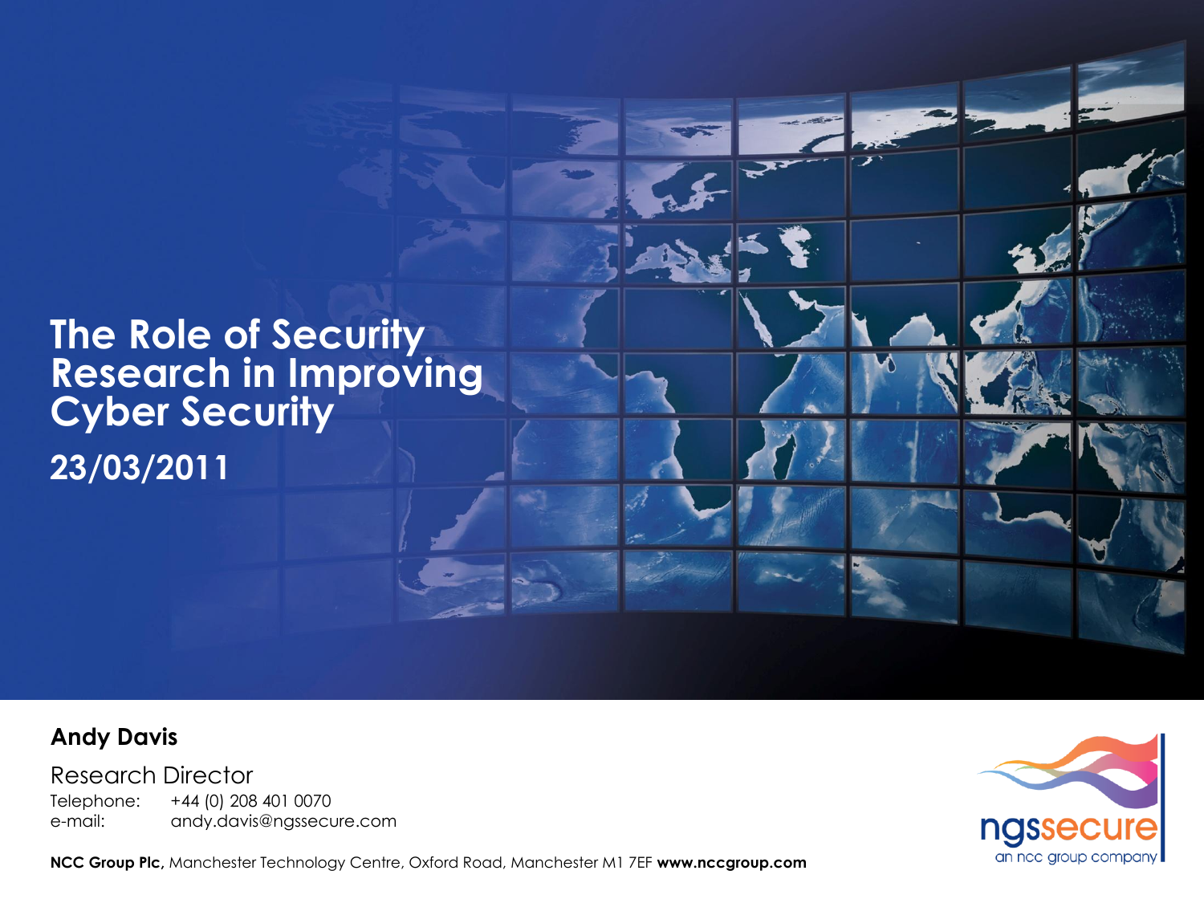# The Role of Security Research in Improving Cyber Security

## 23/03/2011

**Andy Davis**

Research Director

Telephone: +44 (0) 208 401 0070

e-mail: andy.davis@ngssecure.com

**NCC Group Plc,** Manchester Technology Centre, Oxford Road, Manchester M1 7EF **www.nccgroup.com**

ngssecure an ncc group company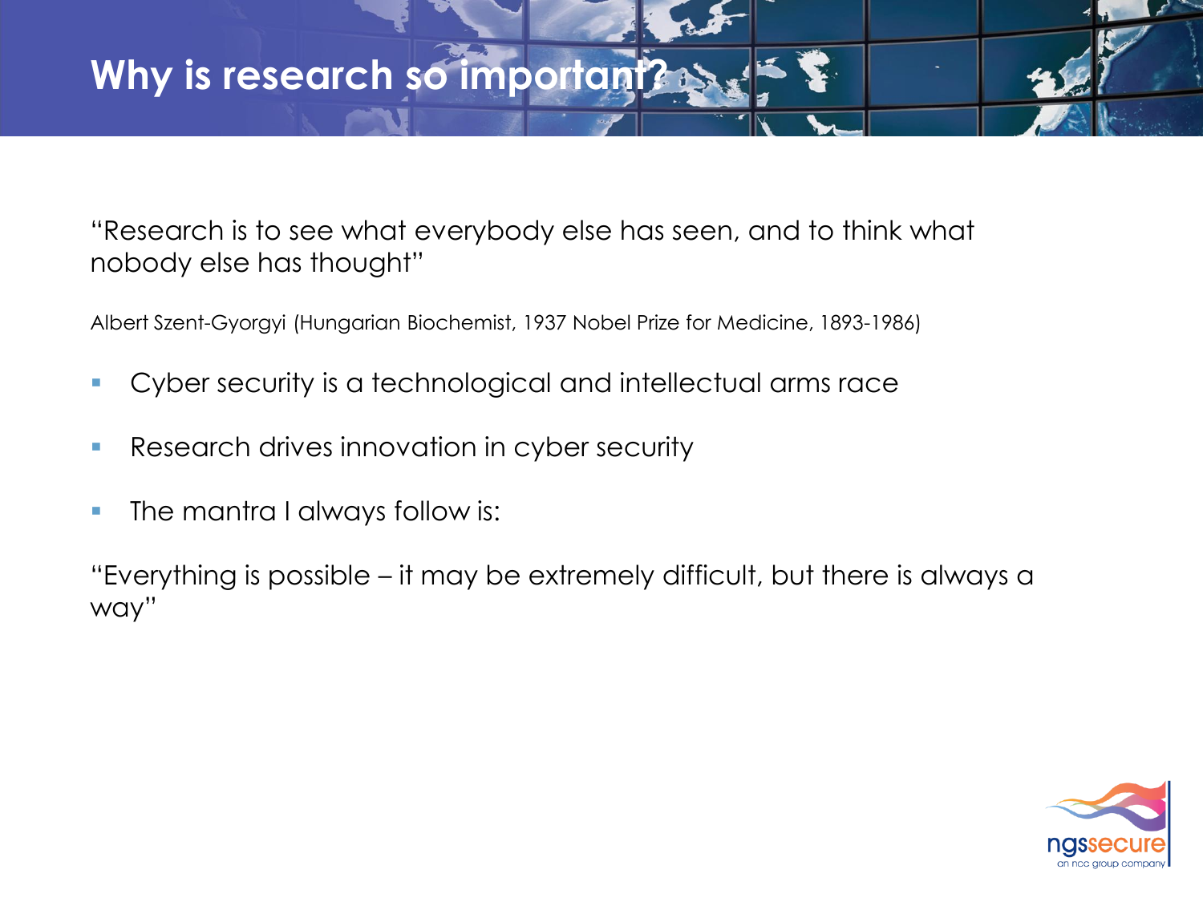# Why is research so important?

“Research is to see what everybody else has seen, and to think what nobody else has thought”

Albert Szent-Gyorgyi (Hungarian Biochemist, 1937 Nobel Prize for Medicine, 1893-1986)

- Cyber security is a technological and intellectual arms race
- Research drives innovation in cyber security
- The mantra I always follow is:

“Everything is possible – it may be extremely difficult, but there is always a way”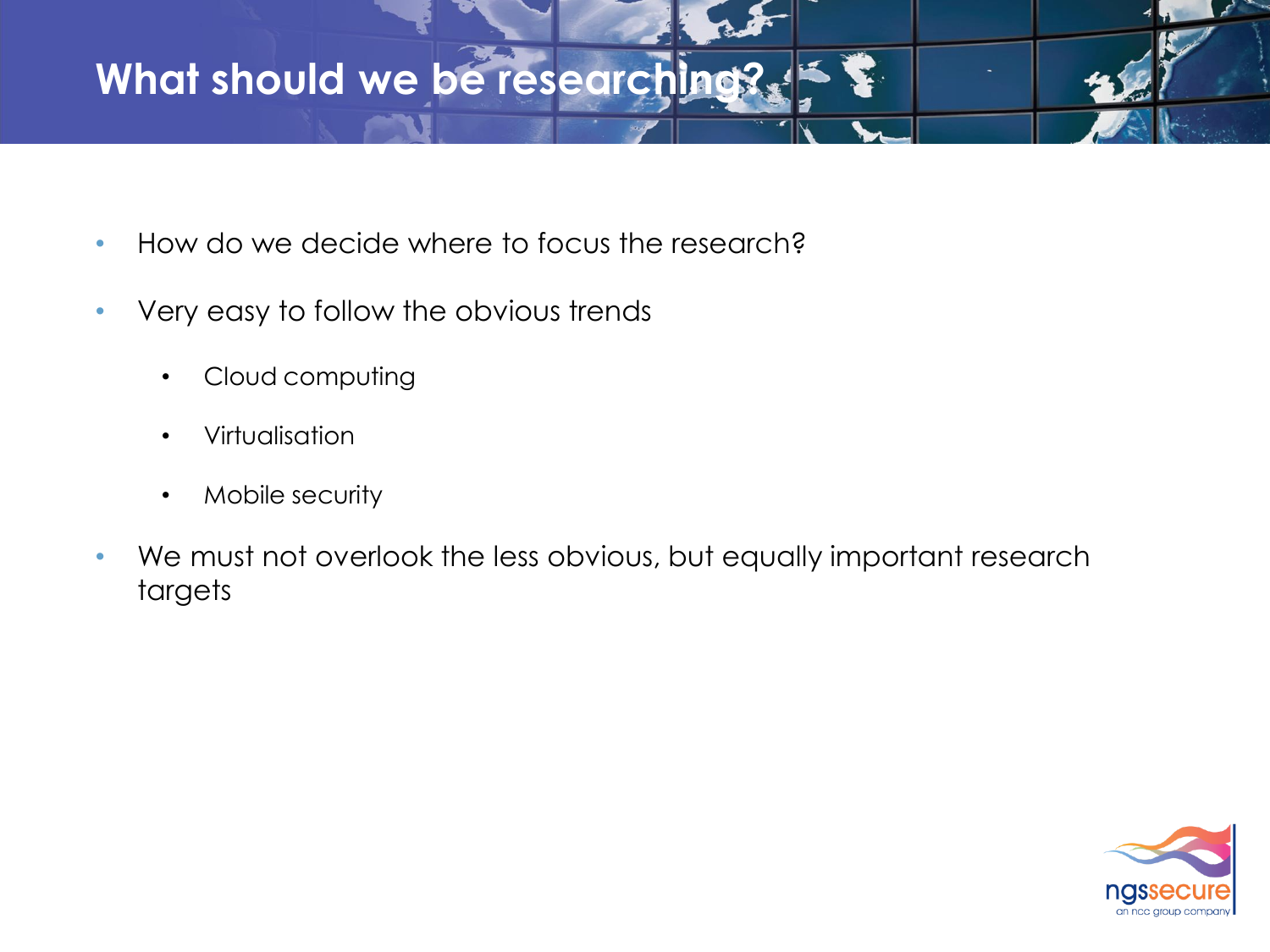# What should we be researching?

- How do we decide where to focus the research?
- Very easy to follow the obvious trends
  - Cloud computing
  - Virtualisation
  - Mobile security
- We must not overlook the less obvious, but equally important research targets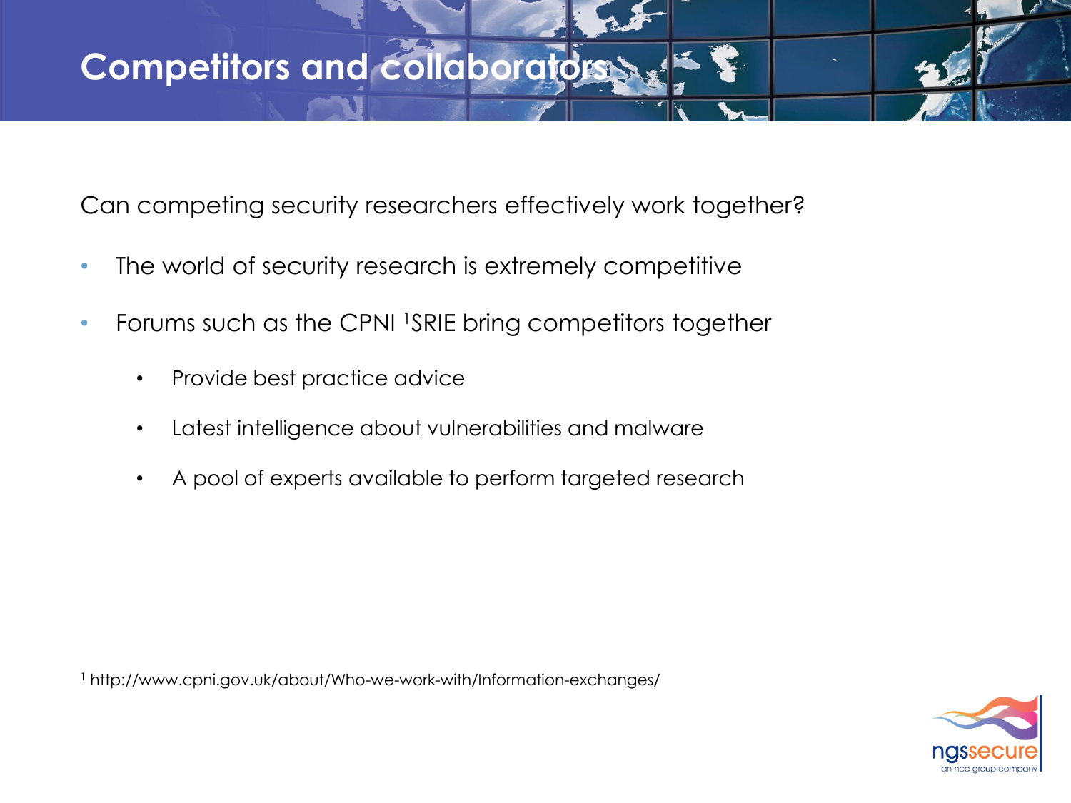# Competitors and collaborators

Can competing security researchers effectively work together?

- The world of security research is extremely competitive
- Forums such as the CPNI [1]SRIE bring competitors together
  - Provide best practice advice
  - Latest intelligence about vulnerabilities and malware
  - A pool of experts available to perform targeted research

[1] http://www.cpni.gov.uk/about/Who-we-work-with/Information-exchanges/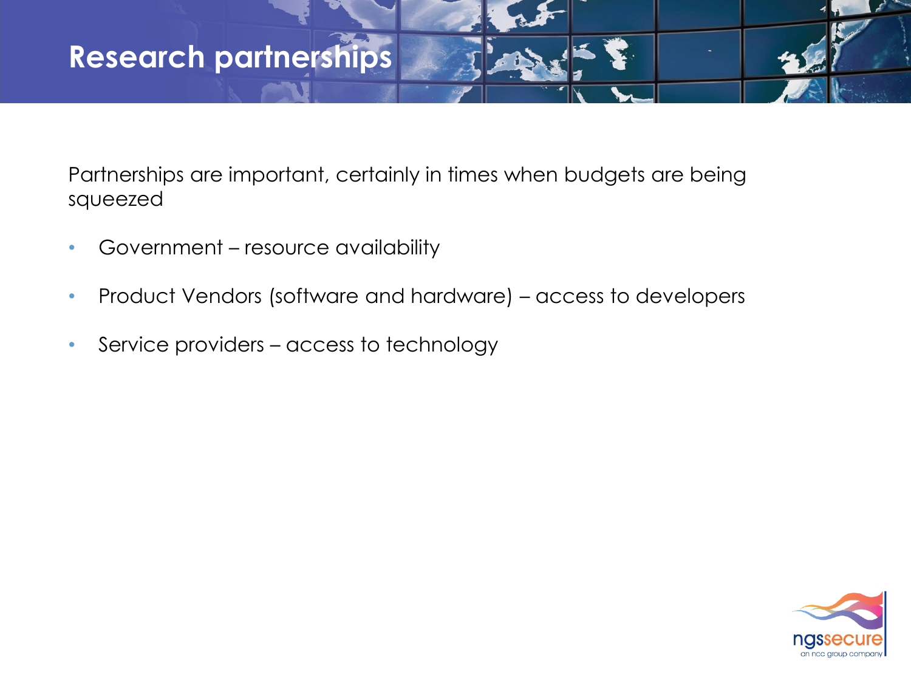# Research partnerships

Partnerships are important, certainly in times when budgets are being squeezed

- Government – resource availability
- Product Vendors (software and hardware) – access to developers
- Service providers – access to technology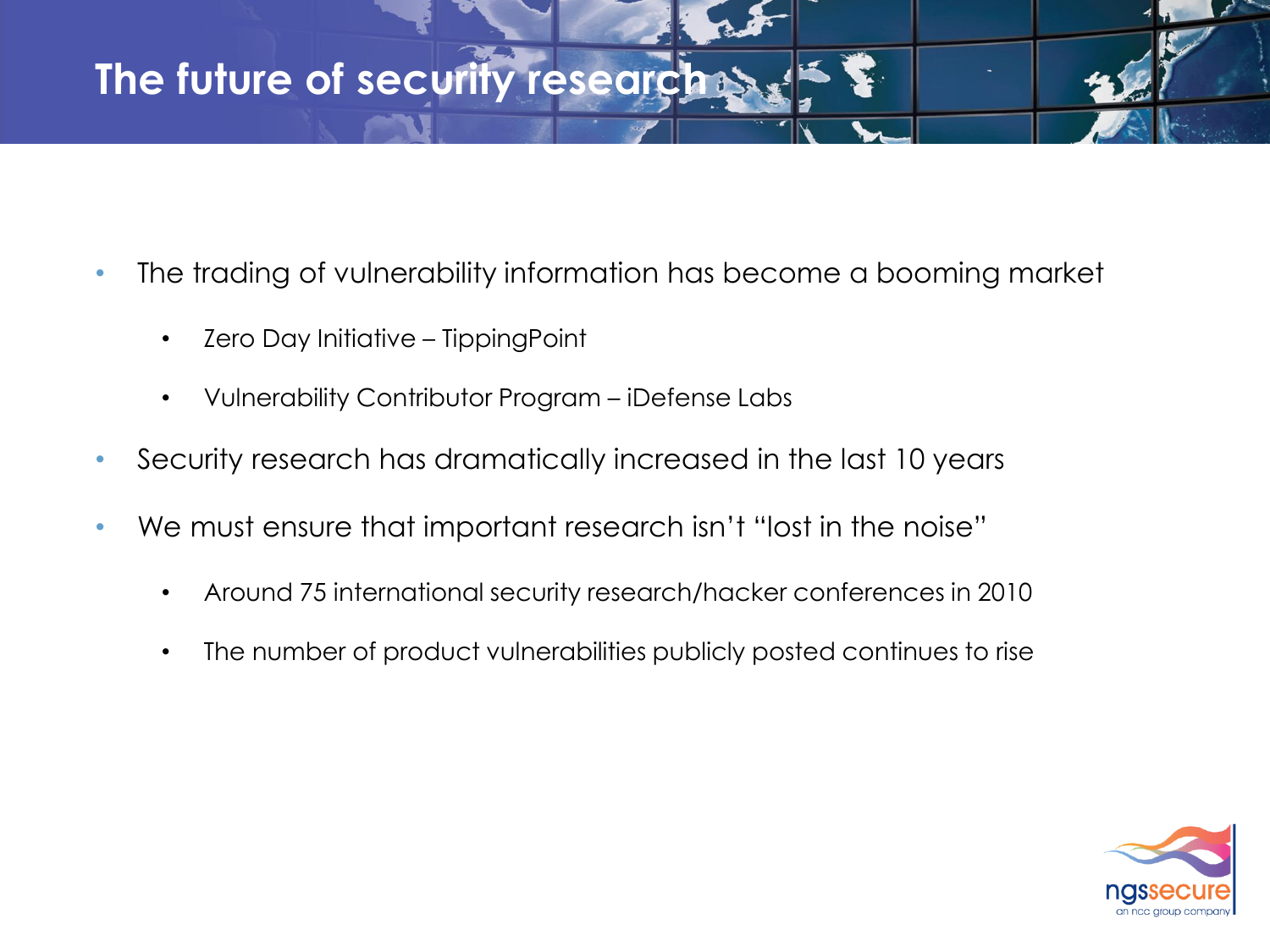# The future of security research

- The trading of vulnerability information has become a booming market
  - Zero Day Initiative – TippingPoint
  - Vulnerability Contributor Program – iDefense Labs
- Security research has dramatically increased in the last 10 years
- We must ensure that important research isn't "lost in the noise"
  - Around 75 international security research/hacker conferences in 2010
  - The number of product vulnerabilities publicly posted continues to rise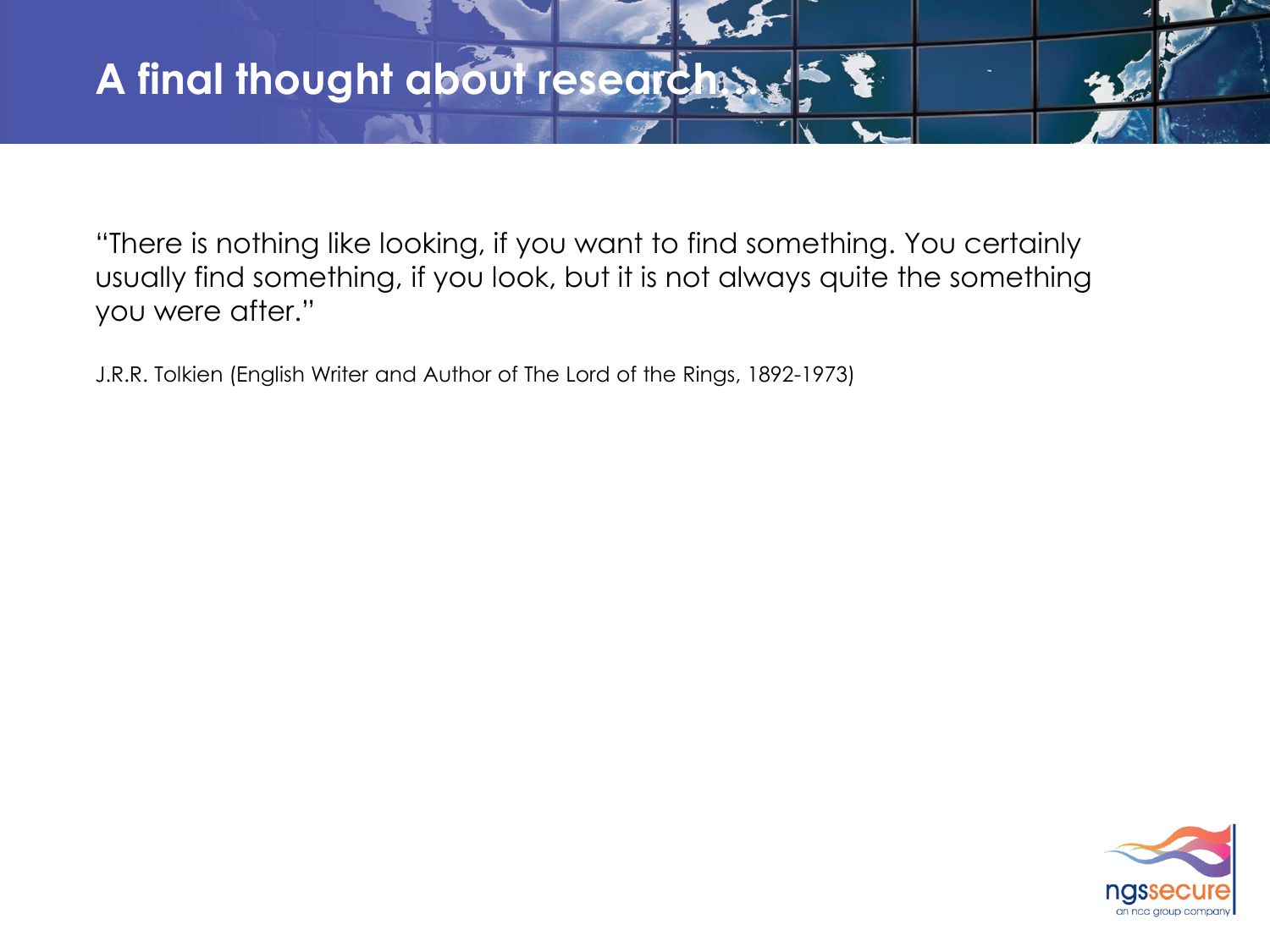# A final thought about research…

"There is nothing like looking, if you want to find something. You certainly usually find something, if you look, but it is not always quite the something you were after."

J.R.R. Tolkien (English Writer and Author of The Lord of the Rings, 1892-1973)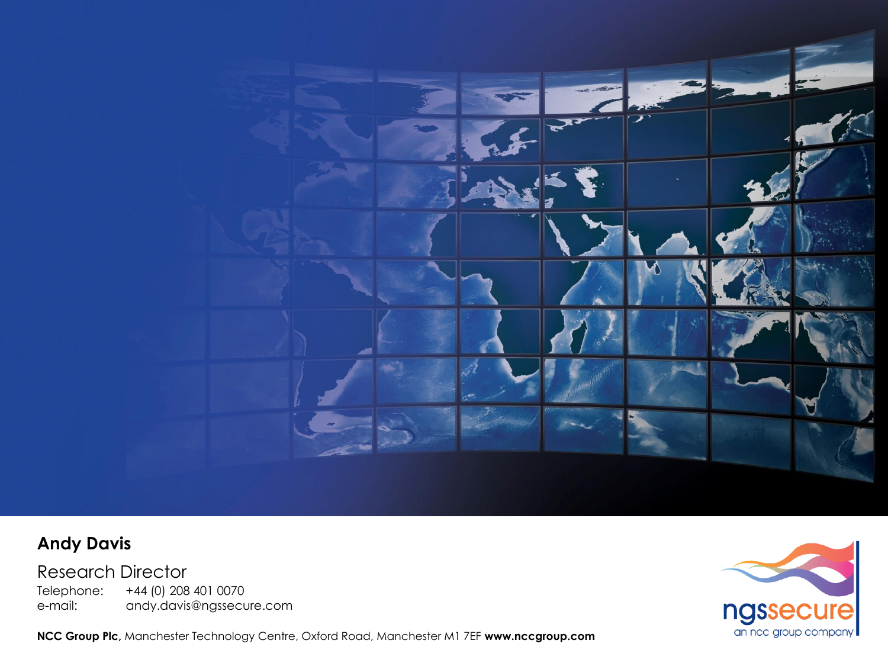**Andy Davis**

Research Director

Telephone: +44 (0) 208 401 0070

e-mail: andy.davis@ngssecure.com

**NCC Group Plc,** Manchester Technology Centre, Oxford Road, Manchester M1 7EF **www.nccgroup.com**

ngssecure

an ncc group company